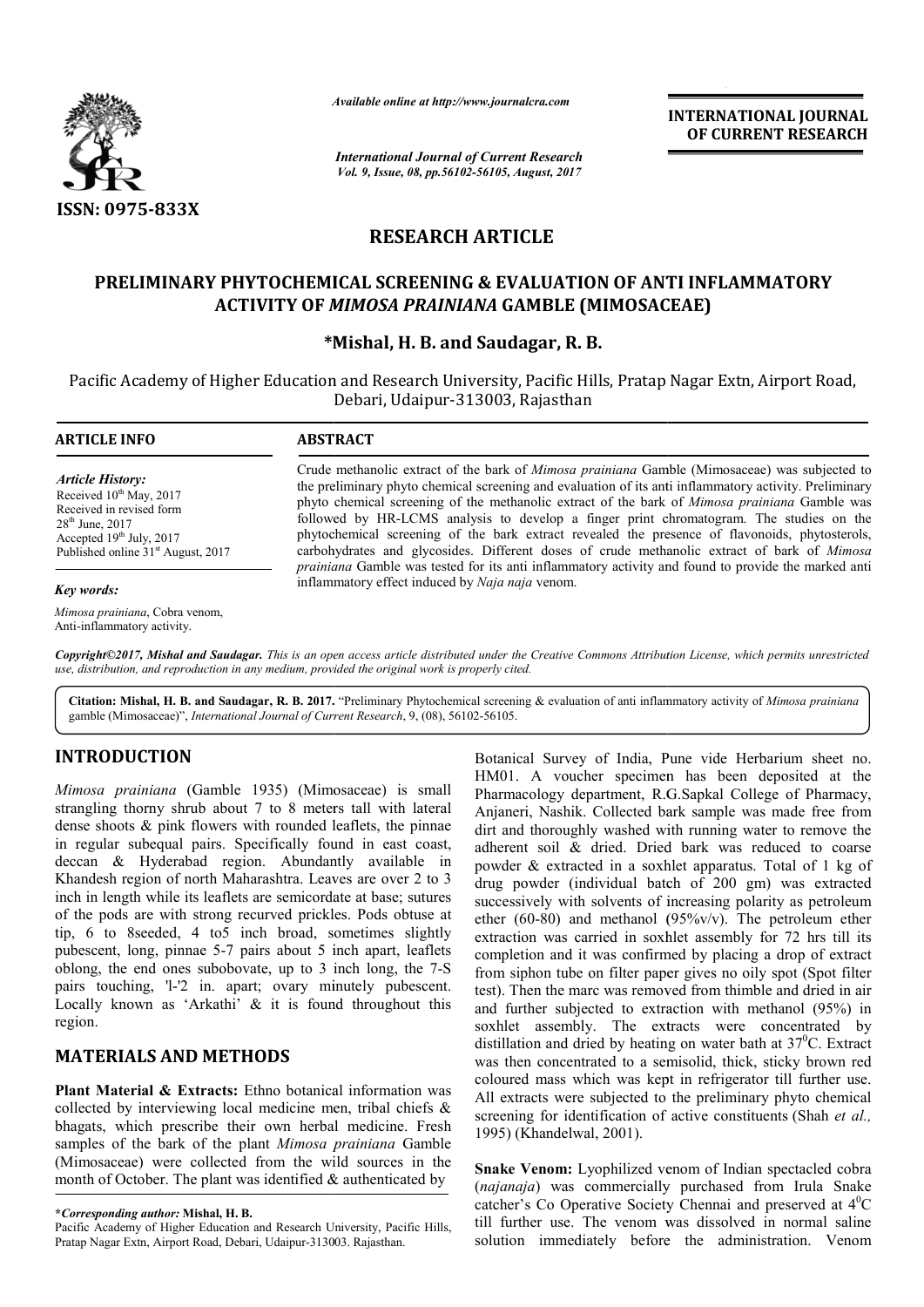**RESEARCH ARTICLE**

# PRELIMINARY PHYTOCHEMICAL SCREENING & EVALUATION OF ANTI INFLAMMATORY ACTIVITY OF *MIMOSA PRAINIANA* GAMBLE (MIMOSACEAE)

**\*Mishal, H. B. and Saudagar, R. B.**

Pacific Academy of Higher Education and Research University, Pacific Hills, Pratap Nagar Extn, Airport Road, Debari, Udaipur-313003, Rajasthan

**ARTICLE INFO**

*Article History:*
Received 10th May, 2017
Received in revised form 28th June, 2017
Accepted 19th July, 2017
Published online 31st August, 2017

*Key words:*
*Mimosa prainiana*, Cobra venom, Anti-inflammatory activity.

**ABSTRACT**

Crude methanolic extract of the bark of *Mimosa prainiana* Gamble (Mimosaceae) was subjected to the preliminary phyto chemical screening and evaluation of its anti inflammatory activity. Preliminary phyto chemical screening of the methanolic extract of the bark of *Mimosa prainiana* Gamble was followed by HR-LCMS analysis to develop a finger print chromatogram. The studies on the phytochemical screening of the bark extract revealed the presence of flavonoids, phytosterols, carbohydrates and glycosides. Different doses of crude methanolic extract of bark of *Mimosa prainiana* Gamble was tested for its anti inflammatory activity and found to provide the marked anti inflammatory effect induced by *Naja naja* venom.

*Copyright©2017, Mishal and Saudagar. This is an open access article distributed under the Creative Commons Attribution License, which permits unrestricted use, distribution, and reproduction in any medium, provided the original work is properly cited.*

**Citation: Mishal, H. B. and Saudagar, R. B. 2017.** "Preliminary Phytochemical screening & evaluation of anti inflammatory activity of *Mimosa prainiana* gamble (Mimosaceae)", *International Journal of Current Research*, 9, (08), 56102-56105.

## INTRODUCTION

*Mimosa prainiana* (Gamble 1935) (Mimosaceae) is small strangling thorny shrub about 7 to 8 meters tall with lateral dense shoots & pink flowers with rounded leaflets, the pinnae in regular subequal pairs. Specifically found in east coast, deccan & Hyderabad region. Abundantly available in Khandesh region of north Maharashtra. Leaves are over 2 to 3 inch in length while its leaflets are semicordate at base; sutures of the pods are with strong recurved prickles. Pods obtuse at tip, 6 to 8seeded, 4 to5 inch broad, sometimes slightly pubescent, long, pinnae 5-7 pairs about 5 inch apart, leaflets oblong, the end ones subobovate, up to 3 inch long, the 7-S pairs touching, 'l-'2 in. apart; ovary minutely pubescent. Locally known as 'Arkathi' & it is found throughout this region.

## MATERIALS AND METHODS

**Plant Material & Extracts:** Ethno botanical information was collected by interviewing local medicine men, tribal chiefs & bhagats, which prescribe their own herbal medicine. Fresh samples of the bark of the plant *Mimosa prainiana* Gamble (Mimosaceae) were collected from the wild sources in the month of October. The plant was identified & authenticated by Botanical Survey of India, Pune vide Herbarium sheet no. HM01. A voucher specimen has been deposited at the Pharmacology department, R.G.Sapkal College of Pharmacy, Anjaneri, Nashik. Collected bark sample was made free from dirt and thoroughly washed with running water to remove the adherent soil & dried. Dried bark was reduced to coarse powder & extracted in a soxhlet apparatus. Total of 1 kg of drug powder (individual batch of 200 gm) was extracted successively with solvents of increasing polarity as petroleum ether (60-80) and methanol (95%v/v). The petroleum ether extraction was carried in soxhlet assembly for 72 hrs till its completion and it was confirmed by placing a drop of extract from siphon tube on filter paper gives no oily spot (Spot filter test). Then the marc was removed from thimble and dried in air and further subjected to extraction with methanol (95%) in soxhlet assembly. The extracts were concentrated by distillation and dried by heating on water bath at $37^0$C. Extract was then concentrated to a semisolid, thick, sticky brown red coloured mass which was kept in refrigerator till further use. All extracts were subjected to the preliminary phyto chemical screening for identification of active constituents (Shah *et al.,* 1995) (Khandelwal, 2001).

**Snake Venom:** Lyophilized venom of Indian spectacled cobra (*najanaja*) was commercially purchased from Irula Snake catcher's Co Operative Society Chennai and preserved at $4^0$C till further use. The venom was dissolved in normal saline solution immediately before the administration. Venom

**\*Corresponding author: Mishal, H. B.**
Pacific Academy of Higher Education and Research University, Pacific Hills, Pratap Nagar Extn, Airport Road, Debari, Udaipur-313003. Rajasthan.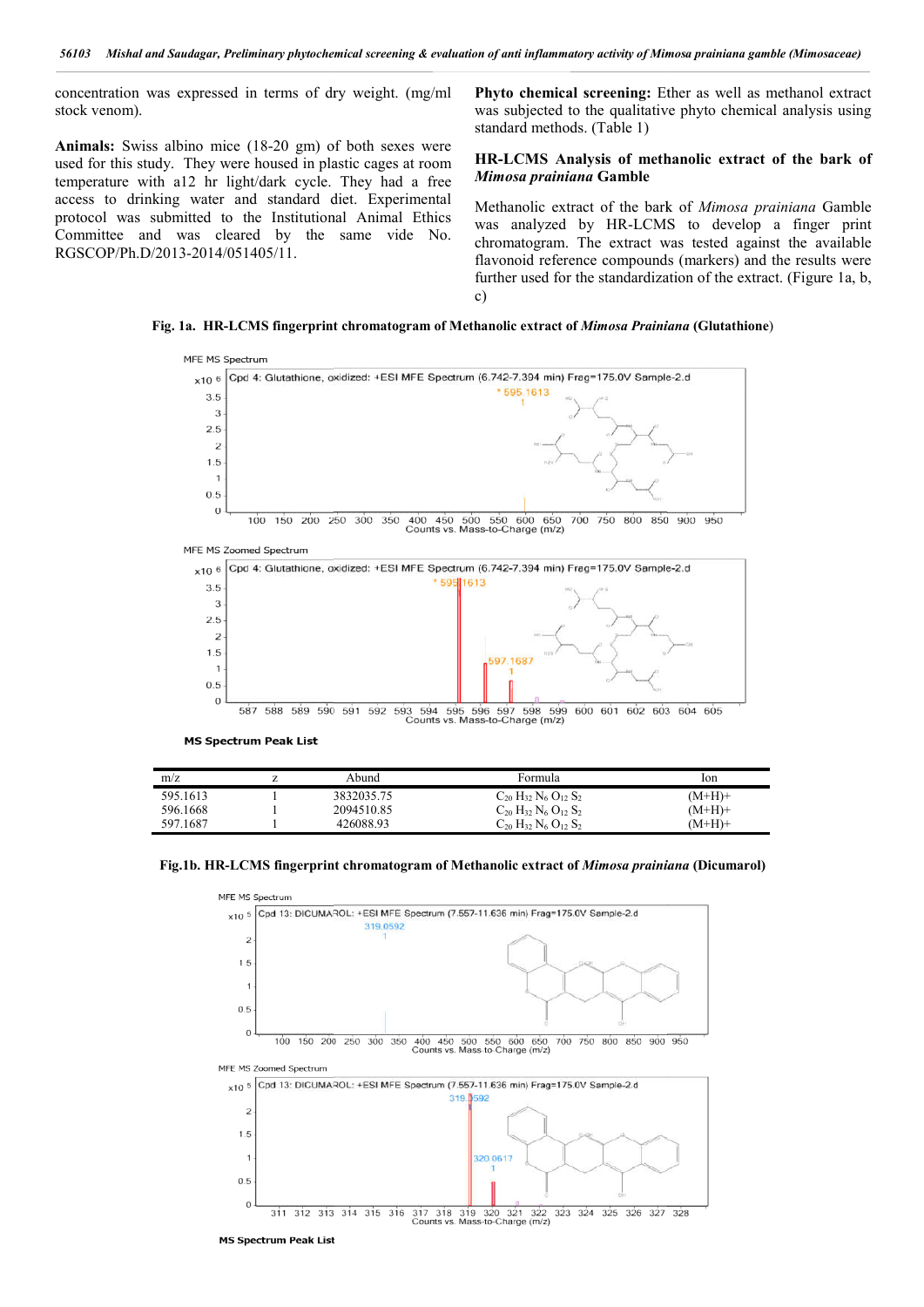concentration was expressed in terms of dry weight. (mg/ml stock venom).

**Animals:** Swiss albino mice (18-20 gm) of both sexes were used for this study. They were housed in plastic cages at room temperature with a12 hr light/dark cycle. They had a free access to drinking water and standard diet. Experimental protocol was submitted to the Institutional Animal Ethics Committee and was cleared by the same vide No. RGSCOP/Ph.D/2013-2014/051405/11.

**Phyto chemical screening:** Ether as well as methanol extract was subjected to the qualitative phyto chemical analysis using standard methods. (Table 1)

### HR-LCMS Analysis of methanolic extract of the bark of *Mimosa prainiana* Gamble

Methanolic extract of the bark of *Mimosa prainiana* Gamble was analyzed by HR-LCMS to develop a finger print chromatogram. The extract was tested against the available flavonoid reference compounds (markers) and the results were further used for the standardization of the extract. (Figure 1a, b, c)

**Fig. 1a. HR-LCMS fingerprint chromatogram of Methanolic extract of *Mimosa Prainiana* (Glutathione)**

**MS Spectrum Peak List**

| m/z | z | Abund | Formula | Ion |
|---|---|---|---|---|
| 595.1613 | 1 | 3832035.75 | $C_{20}H_{32}N_6O_{12}S_2$ | (M+H)+ |
| 596.1668 | 1 | 2094510.85 | $C_{20}H_{32}N_6O_{12}S_2$ | (M+H)+ |
| 597.1687 | 1 | 426088.93 | $C_{20}H_{32}N_6O_{12}S_2$ | (M+H)+ |

**Fig.1b. HR-LCMS fingerprint chromatogram of Methanolic extract of *Mimosa prainiana* (Dicumarol)**

**MS Spectrum Peak List**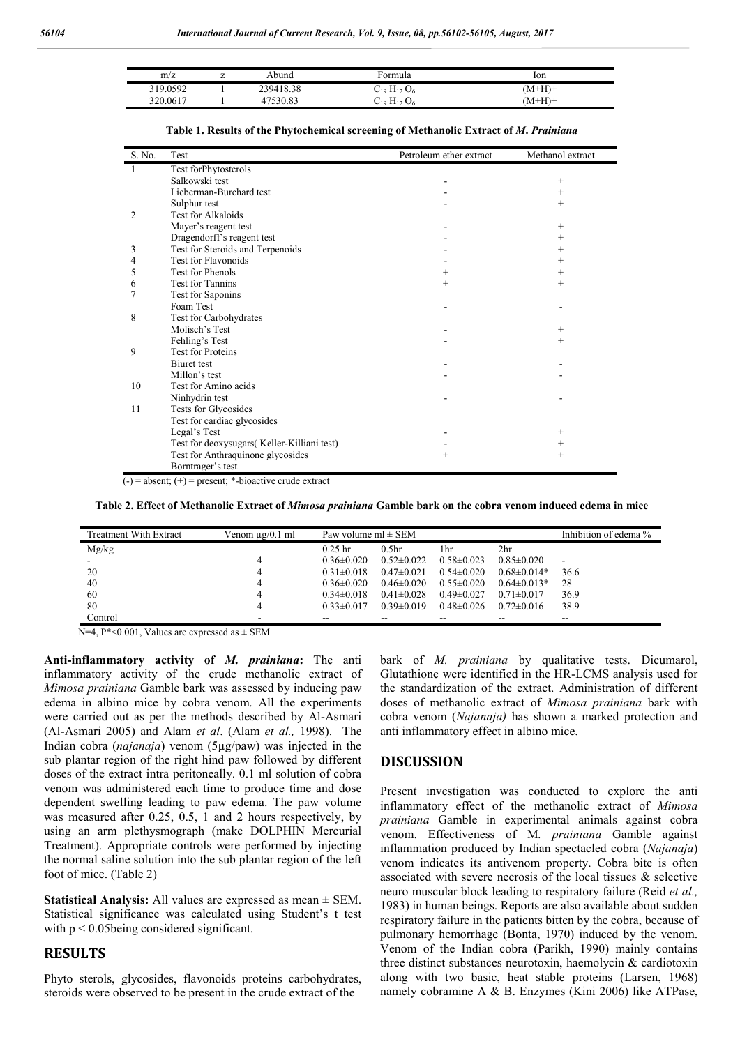| m/z | z | Abund | Formula | Ion |
|---|---|---|---|---|
| 319.0592 | 1 | 239418.38 | $C_{19}H_{12}O_6$ | (M+H)+ |
| 320.0617 | 1 | 47530.83 | $C_{19}H_{12}O_6$ | (M+H)+ |

**Table 1. Results of the Phytochemical screening of Methanolic Extract of *M. Prainiana***

| S. No. | Test | Petroleum ether extract | Methanol extract |
|---|---|---|---|
| 1 | Test forPhytosterols | | |
| | Salkowski test | - | + |
| | Lieberman-Burchard test | - | + |
| | Sulphur test | - | + |
| 2 | Test for Alkaloids | | |
| | Mayer's reagent test | - | + |
| | Dragendorff's reagent test | - | + |
| 3 | Test for Steroids and Terpenoids | - | + |
| 4 | Test for Flavonoids | - | + |
| 5 | Test for Phenols | + | + |
| 6 | Test for Tannins | + | + |
| 7 | Test for Saponins | | |
| | Foam Test | - | - |
| 8 | Test for Carbohydrates | | |
| | Molisch's Test | - | + |
| | Fehling's Test | - | + |
| 9 | Test for Proteins | | |
| | Biuret test | - | - |
| | Millon's test | - | - |
| 10 | Test for Amino acids | | |
| | Ninhydrin test | - | - |
| 11 | Tests for Glycosides | | |
| | Test for cardiac glycosides | | |
| | Legal's Test | - | + |
| | Test for deoxysugars( Keller-Killiani test) | - | + |
| | Test for Anthraquinone glycosides | + | + |
| | Borntrager's test | | |

(-) = absent; (+) = present; *-bioactive crude extract

**Table 2. Effect of Methanolic Extract of *Mimosa prainiana* Gamble bark on the cobra venom induced edema in mice**

| Treatment With Extract | Venom μg/0.1 ml | Paw volume ml ± SEM | | | | Inhibition of edema % |
|---|---|---|---|---|---|---|
| Mg/kg | | 0.25 hr | 0.5hr | 1hr | 2hr | |
| - | 4 | 0.36±0.020 | 0.52±0.022 | 0.58±0.023 | 0.85±0.020 | - |
| 20 | 4 | 0.31±0.018 | 0.47±0.021 | 0.54±0.020 | 0.68±0.014* | 36.6 |
| 40 | 4 | 0.36±0.020 | 0.46±0.020 | 0.55±0.020 | 0.64±0.013* | 28 |
| 60 | 4 | 0.34±0.018 | 0.41±0.028 | 0.49±0.027 | 0.71±0.017 | 36.9 |
| 80 | 4 | 0.33±0.017 | 0.39±0.019 | 0.48±0.026 | 0.72±0.016 | 38.9 |
| Control | - | -- | -- | -- | -- | -- |

N=4, P*<0.001, Values are expressed as ± SEM

**Anti-inflammatory activity of *M. prainiana*:** The anti inflammatory activity of the crude methanolic extract of *Mimosa prainiana* Gamble bark was assessed by inducing paw edema in albino mice by cobra venom. All the experiments were carried out as per the methods described by Al-Asmari (Al-Asmari 2005) and Alam *et al*. (Alam *et al.,* 1998). The Indian cobra (*najanaja*) venom (5μg/paw) was injected in the sub plantar region of the right hind paw followed by different doses of the extract intra peritoneally. 0.1 ml solution of cobra venom was administered each time to produce time and dose dependent swelling leading to paw edema. The paw volume was measured after 0.25, 0.5, 1 and 2 hours respectively, by using an arm plethysmograph (make DOLPHIN Mercurial Treatment). Appropriate controls were performed by injecting the normal saline solution into the sub plantar region of the left foot of mice. (Table 2)

**Statistical Analysis:** All values are expressed as mean ± SEM. Statistical significance was calculated using Student's t test with $p < 0.05$being considered significant.

## RESULTS

Phyto sterols, glycosides, flavonoids proteins carbohydrates, steroids were observed to be present in the crude extract of the bark of *M. prainiana* by qualitative tests. Dicumarol, Glutathione were identified in the HR-LCMS analysis used for the standardization of the extract. Administration of different doses of methanolic extract of *Mimosa prainiana* bark with cobra venom (*Najanaja)* has shown a marked protection and anti inflammatory effect in albino mice.

## DISCUSSION

Present investigation was conducted to explore the anti inflammatory effect of the methanolic extract of *Mimosa prainiana* Gamble in experimental animals against cobra venom. Effectiveness of M*. prainiana* Gamble against inflammation produced by Indian spectacled cobra (*Najanaja*) venom indicates its antivenom property. Cobra bite is often associated with severe necrosis of the local tissues & selective neuro muscular block leading to respiratory failure (Reid *et al.,* 1983) in human beings. Reports are also available about sudden respiratory failure in the patients bitten by the cobra, because of pulmonary hemorrhage (Bonta, 1970) induced by the venom. Venom of the Indian cobra (Parikh, 1990) mainly contains three distinct substances neurotoxin, haemolycin & cardiotoxin along with two basic, heat stable proteins (Larsen, 1968) namely cobramine A & B. Enzymes (Kini 2006) like ATPase,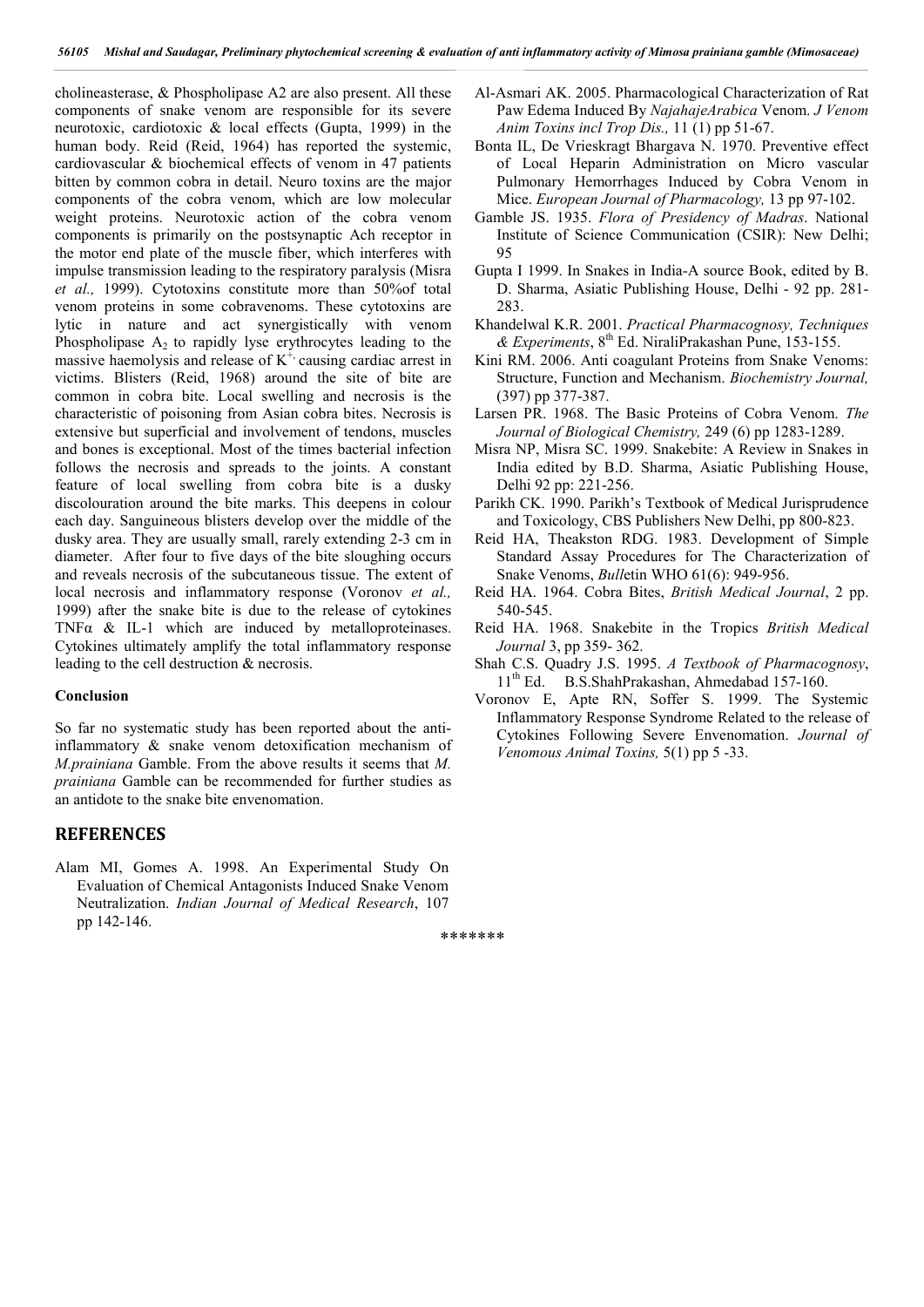cholineasterase, & Phospholipase A2 are also present. All these components of snake venom are responsible for its severe neurotoxic, cardiotoxic & local effects (Gupta, 1999) in the human body. Reid (Reid, 1964) has reported the systemic, cardiovascular & biochemical effects of venom in 47 patients bitten by common cobra in detail. Neuro toxins are the major components of the cobra venom, which are low molecular weight proteins. Neurotoxic action of the cobra venom components is primarily on the postsynaptic Ach receptor in the motor end plate of the muscle fiber, which interferes with impulse transmission leading to the respiratory paralysis (Misra *et al.,* 1999). Cytotoxins constitute more than 50%of total venom proteins in some cobravenoms. These cytotoxins are lytic in nature and act synergistically with venom Phospholipase $A_2$ to rapidly lyse erythrocytes leading to the massive haemolysis and release of $K^{+}$ causing cardiac arrest in victims. Blisters (Reid, 1968) around the site of bite are common in cobra bite. Local swelling and necrosis is the characteristic of poisoning from Asian cobra bites. Necrosis is extensive but superficial and involvement of tendons, muscles and bones is exceptional. Most of the times bacterial infection follows the necrosis and spreads to the joints. A constant feature of local swelling from cobra bite is a dusky discolouration around the bite marks. This deepens in colour each day. Sanguineous blisters develop over the middle of the dusky area. They are usually small, rarely extending 2-3 cm in diameter. After four to five days of the bite sloughing occurs and reveals necrosis of the subcutaneous tissue. The extent of local necrosis and inflammatory response (Voronov *et al.,* 1999) after the snake bite is due to the release of cytokines TNFα & IL-1 which are induced by metalloproteinases. Cytokines ultimately amplify the total inflammatory response leading to the cell destruction & necrosis.

### Conclusion

So far no systematic study has been reported about the anti-inflammatory & snake venom detoxification mechanism of *M.prainiana* Gamble. From the above results it seems that *M. prainiana* Gamble can be recommended for further studies as an antidote to the snake bite envenomation.

## REFERENCES

Alam MI, Gomes A. 1998. An Experimental Study On Evaluation of Chemical Antagonists Induced Snake Venom Neutralization. *Indian Journal of Medical Research*, 107 pp 142-146.

Al-Asmari AK. 2005. Pharmacological Characterization of Rat Paw Edema Induced By *NajahajeArabica* Venom. *J Venom Anim Toxins incl Trop Dis.,* 11 (1) pp 51-67.

Bonta IL, De Vrieskragt Bhargava N. 1970. Preventive effect of Local Heparin Administration on Micro vascular Pulmonary Hemorrhages Induced by Cobra Venom in Mice. *European Journal of Pharmacology,* 13 pp 97-102.

Gamble JS. 1935. *Flora of Presidency of Madras*. National Institute of Science Communication (CSIR): New Delhi; 95

Gupta I 1999. In Snakes in India-A source Book, edited by B. D. Sharma, Asiatic Publishing House, Delhi - 92 pp. 281-283.

Khandelwal K.R. 2001. *Practical Pharmacognosy, Techniques & Experiments*, 8th Ed. NiraliPrakashan Pune, 153-155.

Kini RM. 2006. Anti coagulant Proteins from Snake Venoms: Structure, Function and Mechanism. *Biochemistry Journal,* (397) pp 377-387.

Larsen PR. 1968. The Basic Proteins of Cobra Venom. *The Journal of Biological Chemistry,* 249 (6) pp 1283-1289.

Misra NP, Misra SC. 1999. Snakebite: A Review in Snakes in India edited by B.D. Sharma, Asiatic Publishing House, Delhi 92 pp: 221-256.

Parikh CK. 1990. Parikh's Textbook of Medical Jurisprudence and Toxicology, CBS Publishers New Delhi, pp 800-823.

Reid HA, Theakston RDG. 1983. Development of Simple Standard Assay Procedures for The Characterization of Snake Venoms, *Bull*etin WHO 61(6): 949-956.

Reid HA. 1964. Cobra Bites, *British Medical Journal*, 2 pp. 540-545.

Reid HA. 1968. Snakebite in the Tropics *British Medical Journal* 3, pp 359- 362.

Shah C.S. Quadry J.S. 1995. *A Textbook of Pharmacognosy*, 11th Ed. B.S.ShahPrakashan, Ahmedabad 157-160.

Voronov E, Apte RN, Soffer S. 1999. The Systemic Inflammatory Response Syndrome Related to the release of Cytokines Following Severe Envenomation. *Journal of Venomous Animal Toxins,* 5(1) pp 5 -33.

\*\*\*\*\*\*\*